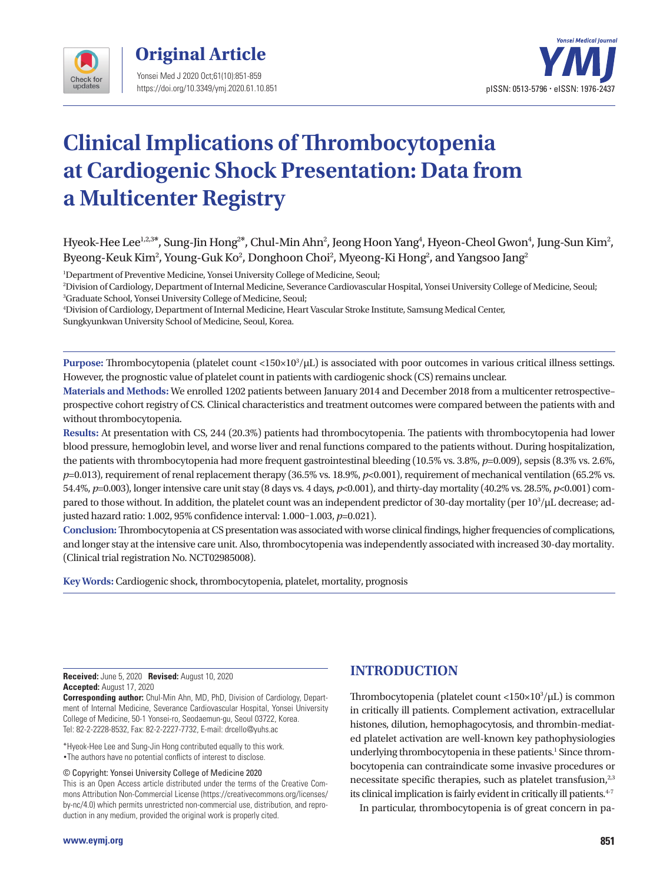# Clinical Implications of Thrombocytopenia at Cardiogenic Shock Presentation: Data from a Multicenter Registry

Hyeok-Hee Lee[1,2,3]*, Sung-Jin Hong[2]*, Chul-Min Ahn[2], Jeong Hoon Yang[4], Hyeon-Cheol Gwon[4], Jung-Sun Kim[2], Byeong-Keuk Kim[2], Young-Guk Ko[2], Donghoon Choi[2], Myeong-Ki Hong[2], and Yangsoo Jang[2]

[1]Department of Preventive Medicine, Yonsei University College of Medicine, Seoul;
[2]Division of Cardiology, Department of Internal Medicine, Severance Cardiovascular Hospital, Yonsei University College of Medicine, Seoul;
[3]Graduate School, Yonsei University College of Medicine, Seoul;
[4]Division of Cardiology, Department of Internal Medicine, Heart Vascular Stroke Institute, Samsung Medical Center, Sungkyunkwan University School of Medicine, Seoul, Korea.

**Purpose:** Thrombocytopenia (platelet count $<150\times10^3/\mu L$) is associated with poor outcomes in various critical illness settings. However, the prognostic value of platelet count in patients with cardiogenic shock (CS) remains unclear.

**Materials and Methods:** We enrolled 1202 patients between January 2014 and December 2018 from a multicenter retrospective–prospective cohort registry of CS. Clinical characteristics and treatment outcomes were compared between the patients with and without thrombocytopenia.

**Results:** At presentation with CS, 244 (20.3%) patients had thrombocytopenia. The patients with thrombocytopenia had lower blood pressure, hemoglobin level, and worse liver and renal functions compared to the patients without. During hospitalization, the patients with thrombocytopenia had more frequent gastrointestinal bleeding (10.5% vs. 3.8%, $p$=0.009), sepsis (8.3% vs. 2.6%, $p$=0.013), requirement of renal replacement therapy (36.5% vs. 18.9%, $p$<0.001), requirement of mechanical ventilation (65.2% vs. 54.4%, $p$=0.003), longer intensive care unit stay (8 days vs. 4 days, $p$<0.001), and thirty-day mortality (40.2% vs. 28.5%, $p$<0.001) compared to those without. In addition, the platelet count was an independent predictor of 30-day mortality (per $10^3/\mu L$ decrease; adjusted hazard ratio: 1.002, 95% confidence interval: 1.000–1.003, $p$=0.021).

**Conclusion:** Thrombocytopenia at CS presentation was associated with worse clinical findings, higher frequencies of complications, and longer stay at the intensive care unit. Also, thrombocytopenia was independently associated with increased 30-day mortality. (Clinical trial registration No. NCT02985008).

**Key Words:** Cardiogenic shock, thrombocytopenia, platelet, mortality, prognosis

**Received:** June 5, 2020 **Revised:** August 10, 2020
**Accepted:** August 17, 2020
**Corresponding author:** Chul-Min Ahn, MD, PhD, Division of Cardiology, Department of Internal Medicine, Severance Cardiovascular Hospital, Yonsei University College of Medicine, 50-1 Yonsei-ro, Seodaemun-gu, Seoul 03722, Korea.
Tel: 82-2-2228-8532, Fax: 82-2-2227-7732, E-mail: drcello@yuhs.ac

*Hyeok-Hee Lee and Sung-Jin Hong contributed equally to this work.
•The authors have no potential conflicts of interest to disclose.

© Copyright: Yonsei University College of Medicine 2020
This is an Open Access article distributed under the terms of the Creative Commons Attribution Non-Commercial License (https://creativecommons.org/licenses/by-nc/4.0) which permits unrestricted non-commercial use, distribution, and reproduction in any medium, provided the original work is properly cited.

## INTRODUCTION

Thrombocytopenia (platelet count $<150\times10^3/\mu L$) is common in critically ill patients. Complement activation, extracellular histones, dilution, hemophagocytosis, and thrombin-mediated platelet activation are well-known key pathophysiologies underlying thrombocytopenia in these patients.[1] Since thrombocytopenia can contraindicate some invasive procedures or necessitate specific therapies, such as platelet transfusion,[2,3] its clinical implication is fairly evident in critically ill patients.[4-7]

In particular, thrombocytopenia is of great concern in pa-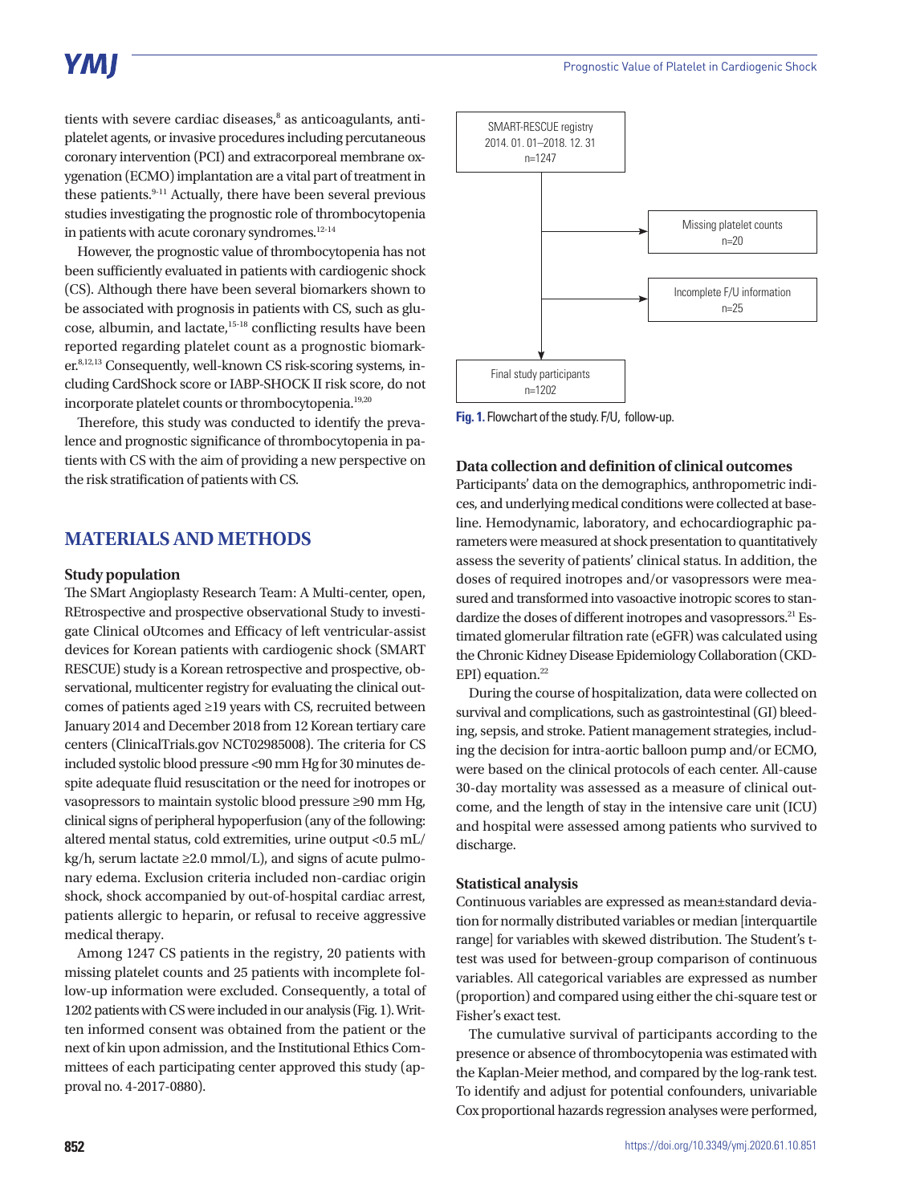tients with severe cardiac diseases,[8] as anticoagulants, antiplatelet agents, or invasive procedures including percutaneous coronary intervention (PCI) and extracorporeal membrane oxygenation (ECMO) implantation are a vital part of treatment in these patients.[9-11] Actually, there have been several previous studies investigating the prognostic role of thrombocytopenia in patients with acute coronary syndromes.[12-14]

However, the prognostic value of thrombocytopenia has not been sufficiently evaluated in patients with cardiogenic shock (CS). Although there have been several biomarkers shown to be associated with prognosis in patients with CS, such as glucose, albumin, and lactate,[15-18] conflicting results have been reported regarding platelet count as a prognostic biomarker.[8,12,13] Consequently, well-known CS risk-scoring systems, including CardShock score or IABP-SHOCK II risk score, do not incorporate platelet counts or thrombocytopenia.[19,20]

Therefore, this study was conducted to identify the prevalence and prognostic significance of thrombocytopenia in patients with CS with the aim of providing a new perspective on the risk stratification of patients with CS.

## MATERIALS AND METHODS

### Study population

The SMart Angioplasty Research Team: A Multi-center, open, REtrospective and prospective observational Study to investigate Clinical oUtcomes and Efficacy of left ventricular-assist devices for Korean patients with cardiogenic shock (SMART RESCUE) study is a Korean retrospective and prospective, observational, multicenter registry for evaluating the clinical outcomes of patients aged ≥19 years with CS, recruited between January 2014 and December 2018 from 12 Korean tertiary care centers (ClinicalTrials.gov NCT02985008). The criteria for CS included systolic blood pressure <90 mm Hg for 30 minutes despite adequate fluid resuscitation or the need for inotropes or vasopressors to maintain systolic blood pressure ≥90 mm Hg, clinical signs of peripheral hypoperfusion (any of the following: altered mental status, cold extremities, urine output <0.5 mL/kg/h, serum lactate ≥2.0 mmol/L), and signs of acute pulmonary edema. Exclusion criteria included non-cardiac origin shock, shock accompanied by out-of-hospital cardiac arrest, patients allergic to heparin, or refusal to receive aggressive medical therapy.

Among 1247 CS patients in the registry, 20 patients with missing platelet counts and 25 patients with incomplete follow-up information were excluded. Consequently, a total of 1202 patients with CS were included in our analysis (Fig. 1). Written informed consent was obtained from the patient or the next of kin upon admission, and the Institutional Ethics Committees of each participating center approved this study (approval no. 4-2017-0880).

SMART-RESCUE registry
2014. 01. 01–2018. 12. 31
n=1247

→ Missing platelet counts n=20

→ Incomplete F/U information n=25

Final study participants
n=1202

**Fig. 1.** Flowchart of the study. F/U, follow-up.

### Data collection and definition of clinical outcomes

Participants' data on the demographics, anthropometric indices, and underlying medical conditions were collected at baseline. Hemodynamic, laboratory, and echocardiographic parameters were measured at shock presentation to quantitatively assess the severity of patients' clinical status. In addition, the doses of required inotropes and/or vasopressors were measured and transformed into vasoactive inotropic scores to standardize the doses of different inotropes and vasopressors.[21] Estimated glomerular filtration rate (eGFR) was calculated using the Chronic Kidney Disease Epidemiology Collaboration (CKD-EPI) equation.[22]

During the course of hospitalization, data were collected on survival and complications, such as gastrointestinal (GI) bleeding, sepsis, and stroke. Patient management strategies, including the decision for intra-aortic balloon pump and/or ECMO, were based on the clinical protocols of each center. All-cause 30-day mortality was assessed as a measure of clinical outcome, and the length of stay in the intensive care unit (ICU) and hospital were assessed among patients who survived to discharge.

### Statistical analysis

Continuous variables are expressed as mean±standard deviation for normally distributed variables or median [interquartile range] for variables with skewed distribution. The Student's t-test was used for between-group comparison of continuous variables. All categorical variables are expressed as number (proportion) and compared using either the chi-square test or Fisher's exact test.

The cumulative survival of participants according to the presence or absence of thrombocytopenia was estimated with the Kaplan-Meier method, and compared by the log-rank test. To identify and adjust for potential confounders, univariable Cox proportional hazards regression analyses were performed,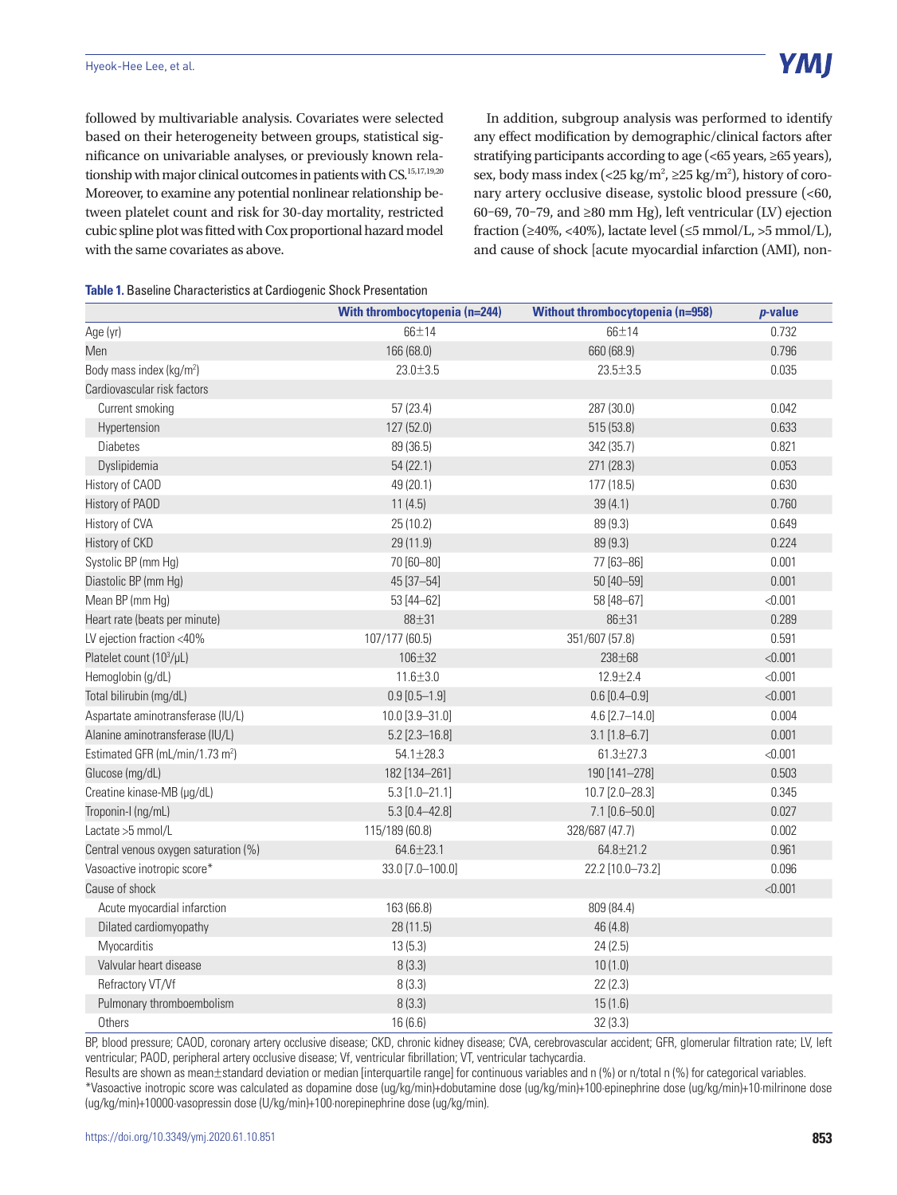followed by multivariable analysis. Covariates were selected based on their heterogeneity between groups, statistical significance on univariable analyses, or previously known relationship with major clinical outcomes in patients with CS.[15,17,19,20] Moreover, to examine any potential nonlinear relationship between platelet count and risk for 30-day mortality, restricted cubic spline plot was fitted with Cox proportional hazard model with the same covariates as above.

In addition, subgroup analysis was performed to identify any effect modification by demographic/clinical factors after stratifying participants according to age (<65 years, ≥65 years), sex, body mass index (<25 kg/m$^2$, ≥25 kg/m$^2$), history of coronary artery occlusive disease, systolic blood pressure (<60, 60–69, 70–79, and ≥80 mm Hg), left ventricular (LV) ejection fraction (≥40%, <40%), lactate level (≤5 mmol/L, >5 mmol/L), and cause of shock [acute myocardial infarction (AMI), non-

**Table 1.** Baseline Characteristics at Cardiogenic Shock Presentation

| | With thrombocytopenia (n=244) | Without thrombocytopenia (n=958) | *p*-value |
|---|---|---|---|
| Age (yr) | 66±14 | 66±14 | 0.732 |
| Men | 166 (68.0) | 660 (68.9) | 0.796 |
| Body mass index (kg/m$^2$) | 23.0±3.5 | 23.5±3.5 | 0.035 |
| Cardiovascular risk factors | | | |
| Current smoking | 57 (23.4) | 287 (30.0) | 0.042 |
| Hypertension | 127 (52.0) | 515 (53.8) | 0.633 |
| Diabetes | 89 (36.5) | 342 (35.7) | 0.821 |
| Dyslipidemia | 54 (22.1) | 271 (28.3) | 0.053 |
| History of CAOD | 49 (20.1) | 177 (18.5) | 0.630 |
| History of PAOD | 11 (4.5) | 39 (4.1) | 0.760 |
| History of CVA | 25 (10.2) | 89 (9.3) | 0.649 |
| History of CKD | 29 (11.9) | 89 (9.3) | 0.224 |
| Systolic BP (mm Hg) | 70 [60–80] | 77 [63–86] | 0.001 |
| Diastolic BP (mm Hg) | 45 [37–54] | 50 [40–59] | 0.001 |
| Mean BP (mm Hg) | 53 [44–62] | 58 [48–67] | <0.001 |
| Heart rate (beats per minute) | 88±31 | 86±31 | 0.289 |
| LV ejection fraction <40% | 107/177 (60.5) | 351/607 (57.8) | 0.591 |
| Platelet count (10$^3$/μL) | 106±32 | 238±68 | <0.001 |
| Hemoglobin (g/dL) | 11.6±3.0 | 12.9±2.4 | <0.001 |
| Total bilirubin (mg/dL) | 0.9 [0.5–1.9] | 0.6 [0.4–0.9] | <0.001 |
| Aspartate aminotransferase (IU/L) | 10.0 [3.9–31.0] | 4.6 [2.7–14.0] | 0.004 |
| Alanine aminotransferase (IU/L) | 5.2 [2.3–16.8] | 3.1 [1.8–6.7] | 0.001 |
| Estimated GFR (mL/min/1.73 m$^2$) | 54.1±28.3 | 61.3±27.3 | <0.001 |
| Glucose (mg/dL) | 182 [134–261] | 190 [141–278] | 0.503 |
| Creatine kinase-MB (μg/dL) | 5.3 [1.0–21.1] | 10.7 [2.0–28.3] | 0.345 |
| Troponin-I (ng/mL) | 5.3 [0.4–42.8] | 7.1 [0.6–50.0] | 0.027 |
| Lactate >5 mmol/L | 115/189 (60.8) | 328/687 (47.7) | 0.002 |
| Central venous oxygen saturation (%) | 64.6±23.1 | 64.8±21.2 | 0.961 |
| Vasoactive inotropic score* | 33.0 [7.0–100.0] | 22.2 [10.0–73.2] | 0.096 |
| Cause of shock | | | <0.001 |
| Acute myocardial infarction | 163 (66.8) | 809 (84.4) | |
| Dilated cardiomyopathy | 28 (11.5) | 46 (4.8) | |
| Myocarditis | 13 (5.3) | 24 (2.5) | |
| Valvular heart disease | 8 (3.3) | 10 (1.0) | |
| Refractory VT/Vf | 8 (3.3) | 22 (2.3) | |
| Pulmonary thromboembolism | 8 (3.3) | 15 (1.6) | |
| Others | 16 (6.6) | 32 (3.3) | |

BP, blood pressure; CAOD, coronary artery occlusive disease; CKD, chronic kidney disease; CVA, cerebrovascular accident; GFR, glomerular filtration rate; LV, left ventricular; PAOD, peripheral artery occlusive disease; Vf, ventricular fibrillation; VT, ventricular tachycardia.

Results are shown as mean±standard deviation or median [interquartile range] for continuous variables and n (%) or n/total n (%) for categorical variables.

*Vasoactive inotropic score was calculated as dopamine dose (ug/kg/min)+dobutamine dose (ug/kg/min)+100·epinephrine dose (ug/kg/min)+10·milrinone dose (ug/kg/min)+10000·vasopressin dose (U/kg/min)+100·norepinephrine dose (ug/kg/min).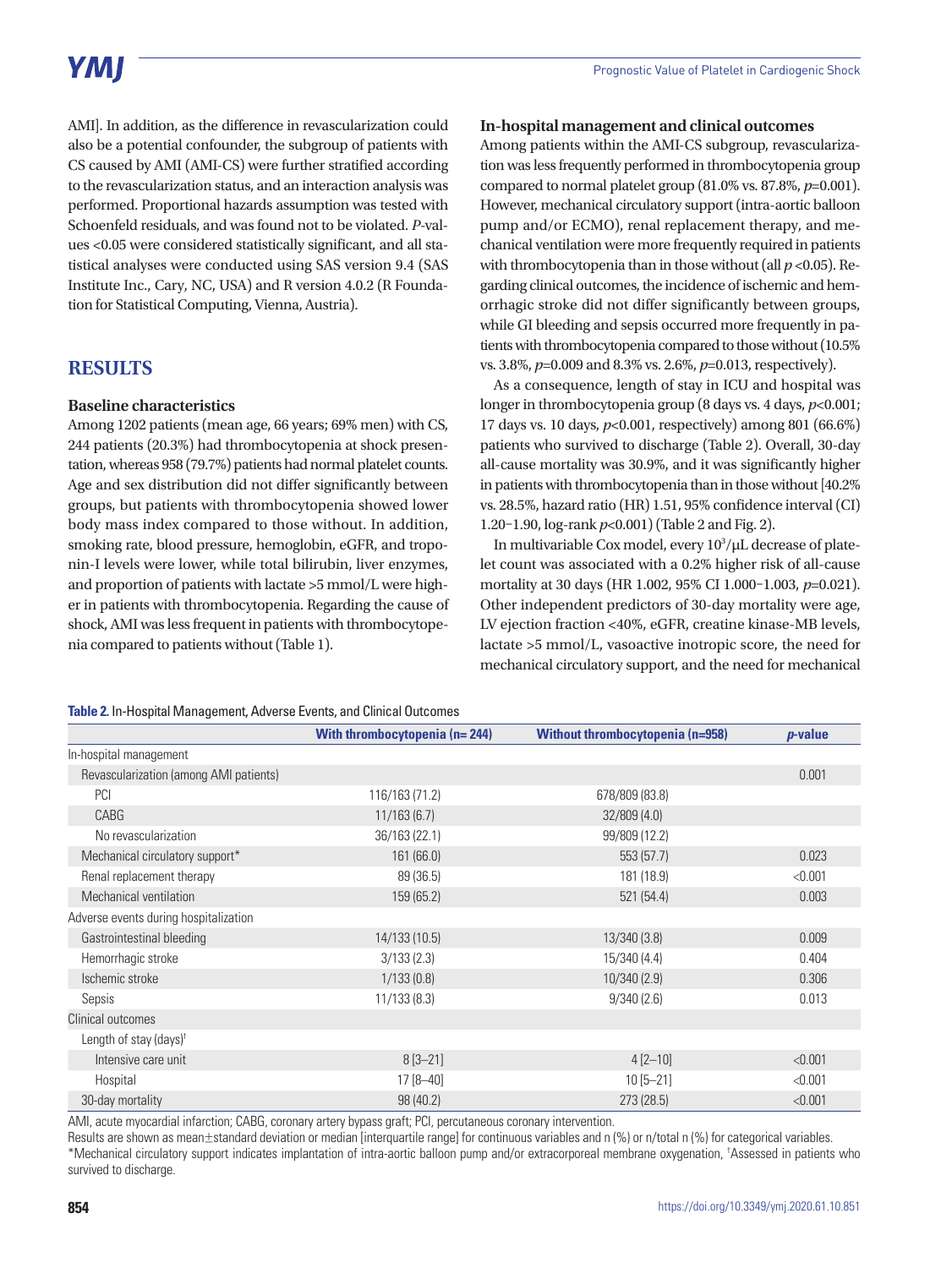AMI]. In addition, as the difference in revascularization could also be a potential confounder, the subgroup of patients with CS caused by AMI (AMI-CS) were further stratified according to the revascularization status, and an interaction analysis was performed. Proportional hazards assumption was tested with Schoenfeld residuals, and was found not to be violated. *P*-values <0.05 were considered statistically significant, and all statistical analyses were conducted using SAS version 9.4 (SAS Institute Inc., Cary, NC, USA) and R version 4.0.2 (R Foundation for Statistical Computing, Vienna, Austria).

## RESULTS

### Baseline characteristics

Among 1202 patients (mean age, 66 years; 69% men) with CS, 244 patients (20.3%) had thrombocytopenia at shock presentation, whereas 958 (79.7%) patients had normal platelet counts. Age and sex distribution did not differ significantly between groups, but patients with thrombocytopenia showed lower body mass index compared to those without. In addition, smoking rate, blood pressure, hemoglobin, eGFR, and troponin-I levels were lower, while total bilirubin, liver enzymes, and proportion of patients with lactate >5 mmol/L were higher in patients with thrombocytopenia. Regarding the cause of shock, AMI was less frequent in patients with thrombocytopenia compared to patients without (Table 1).

### In-hospital management and clinical outcomes

Among patients within the AMI-CS subgroup, revascularization was less frequently performed in thrombocytopenia group compared to normal platelet group (81.0% vs. 87.8%, $p$=0.001). However, mechanical circulatory support (intra-aortic balloon pump and/or ECMO), renal replacement therapy, and mechanical ventilation were more frequently required in patients with thrombocytopenia than in those without (all $p$<0.05). Regarding clinical outcomes, the incidence of ischemic and hemorrhagic stroke did not differ significantly between groups, while GI bleeding and sepsis occurred more frequently in patients with thrombocytopenia compared to those without (10.5% vs. 3.8%, $p$=0.009 and 8.3% vs. 2.6%, $p$=0.013, respectively).

As a consequence, length of stay in ICU and hospital was longer in thrombocytopenia group (8 days vs. 4 days, $p$<0.001; 17 days vs. 10 days, $p$<0.001, respectively) among 801 (66.6%) patients who survived to discharge (Table 2). Overall, 30-day all-cause mortality was 30.9%, and it was significantly higher in patients with thrombocytopenia than in those without [40.2% vs. 28.5%, hazard ratio (HR) 1.51, 95% confidence interval (CI) 1.20–1.90, log-rank $p$<0.001) (Table 2 and Fig. 2).

In multivariable Cox model, every $10^3$/μL decrease of platelet count was associated with a 0.2% higher risk of all-cause mortality at 30 days (HR 1.002, 95% CI 1.000–1.003, $p$=0.021). Other independent predictors of 30-day mortality were age, LV ejection fraction <40%, eGFR, creatine kinase-MB levels, lactate >5 mmol/L, vasoactive inotropic score, the need for mechanical circulatory support, and the need for mechanical

**Table 2.** In-Hospital Management, Adverse Events, and Clinical Outcomes

| | With thrombocytopenia (n= 244) | Without thrombocytopenia (n=958) | *p*-value |
|---|---|---|---|
| In-hospital management | | | |
| Revascularization (among AMI patients) | | | 0.001 |
| PCI | 116/163 (71.2) | 678/809 (83.8) | |
| CABG | 11/163 (6.7) | 32/809 (4.0) | |
| No revascularization | 36/163 (22.1) | 99/809 (12.2) | |
| Mechanical circulatory support* | 161 (66.0) | 553 (57.7) | 0.023 |
| Renal replacement therapy | 89 (36.5) | 181 (18.9) | <0.001 |
| Mechanical ventilation | 159 (65.2) | 521 (54.4) | 0.003 |
| Adverse events during hospitalization | | | |
| Gastrointestinal bleeding | 14/133 (10.5) | 13/340 (3.8) | 0.009 |
| Hemorrhagic stroke | 3/133 (2.3) | 15/340 (4.4) | 0.404 |
| Ischemic stroke | 1/133 (0.8) | 10/340 (2.9) | 0.306 |
| Sepsis | 11/133 (8.3) | 9/340 (2.6) | 0.013 |
| Clinical outcomes | | | |
| Length of stay (days)[†] | | | |
| Intensive care unit | 8 [3–21] | 4 [2–10] | <0.001 |
| Hospital | 17 [8–40] | 10 [5–21] | <0.001 |
| 30-day mortality | 98 (40.2) | 273 (28.5) | <0.001 |

AMI, acute myocardial infarction; CABG, coronary artery bypass graft; PCI, percutaneous coronary intervention.
Results are shown as mean±standard deviation or median [interquartile range] for continuous variables and n (%) or n/total n (%) for categorical variables.
*Mechanical circulatory support indicates implantation of intra-aortic balloon pump and/or extracorporeal membrane oxygenation, [†]Assessed in patients who survived to discharge.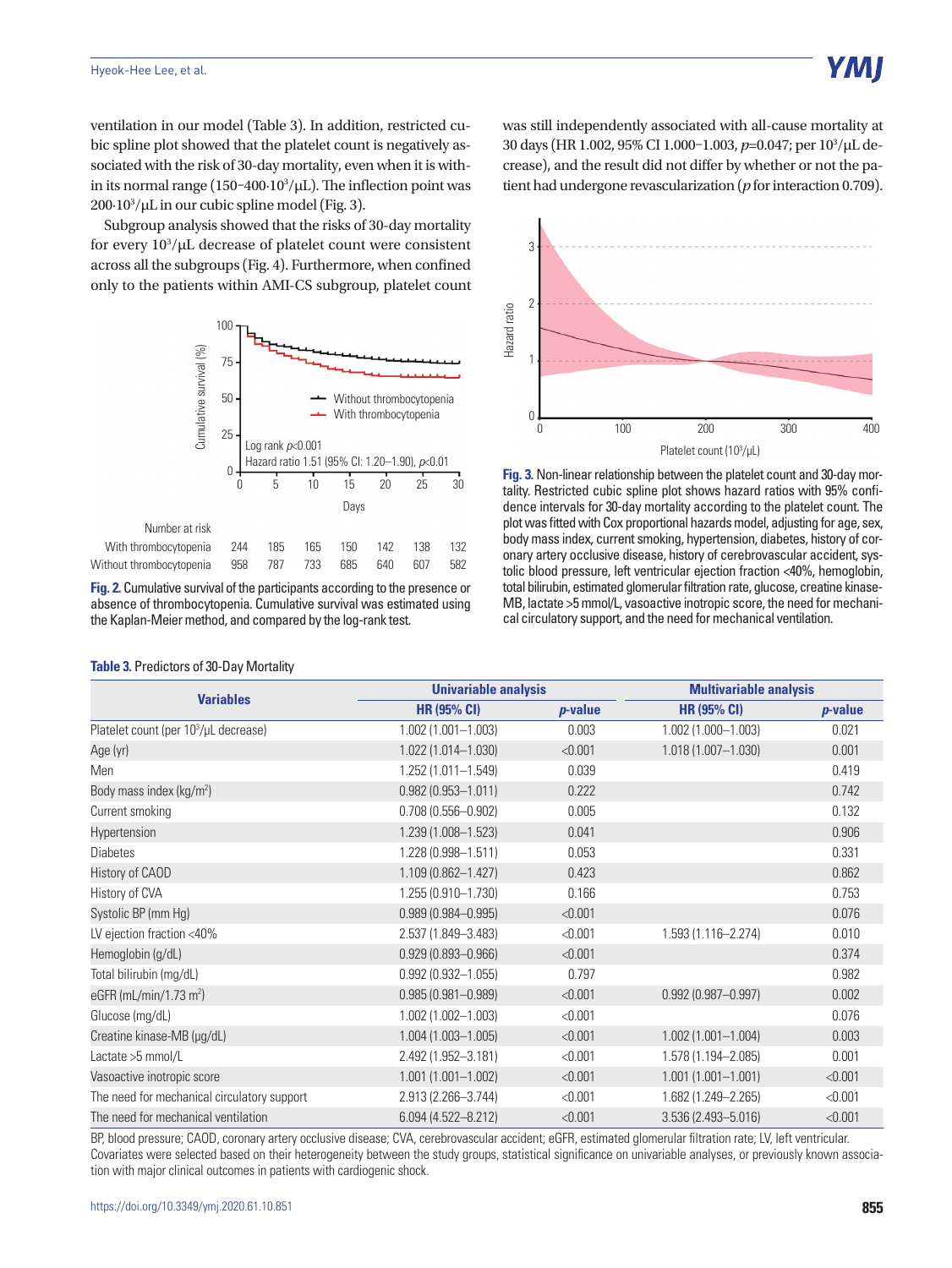ventilation in our model (Table 3). In addition, restricted cubic spline plot showed that the platelet count is negatively associated with the risk of 30-day mortality, even when it is within its normal range (150–400·$10^3$/μL). The inflection point was 200·$10^3$/μL in our cubic spline model (Fig. 3).

Subgroup analysis showed that the risks of 30-day mortality for every $10^3$/μL decrease of platelet count were consistent across all the subgroups (Fig. 4). Furthermore, when confined only to the patients within AMI-CS subgroup, platelet count was still independently associated with all-cause mortality at 30 days (HR 1.002, 95% CI 1.000–1.003, $p$=0.047; per $10^3$/μL decrease), and the result did not differ by whether or not the patient had undergone revascularization ($p$ for interaction 0.709).

**Fig. 2.** Cumulative survival of the participants according to the presence or absence of thrombocytopenia. Cumulative survival was estimated using the Kaplan-Meier method, and compared by the log-rank test.

**Fig. 3.** Non-linear relationship between the platelet count and 30-day mortality. Restricted cubic spline plot shows hazard ratios with 95% confidence intervals for 30-day mortality according to the platelet count. The plot was fitted with Cox proportional hazards model, adjusting for age, sex, body mass index, current smoking, hypertension, diabetes, history of coronary artery occlusive disease, history of cerebrovascular accident, systolic blood pressure, left ventricular ejection fraction <40%, hemoglobin, total bilirubin, estimated glomerular filtration rate, glucose, creatine kinase-MB, lactate >5 mmol/L, vasoactive inotropic score, the need for mechanical circulatory support, and the need for mechanical ventilation.

**Table 3.** Predictors of 30-Day Mortality

| Variables | Univariable analysis | | Multivariable analysis | |
|---|---|---|---|---|
| | HR (95% CI) | $p$-value | HR (95% CI) | $p$-value |
| Platelet count (per $10^3$/μL decrease) | 1.002 (1.001–1.003) | 0.003 | 1.002 (1.000–1.003) | 0.021 |
| Age (yr) | 1.022 (1.014–1.030) | <0.001 | 1.018 (1.007–1.030) | 0.001 |
| Men | 1.252 (1.011–1.549) | 0.039 | | 0.419 |
| Body mass index (kg/m$^2$) | 0.982 (0.953–1.011) | 0.222 | | 0.742 |
| Current smoking | 0.708 (0.556–0.902) | 0.005 | | 0.132 |
| Hypertension | 1.239 (1.008–1.523) | 0.041 | | 0.906 |
| Diabetes | 1.228 (0.998–1.511) | 0.053 | | 0.331 |
| History of CAOD | 1.109 (0.862–1.427) | 0.423 | | 0.862 |
| History of CVA | 1.255 (0.910–1.730) | 0.166 | | 0.753 |
| Systolic BP (mm Hg) | 0.989 (0.984–0.995) | <0.001 | | 0.076 |
| LV ejection fraction <40% | 2.537 (1.849–3.483) | <0.001 | 1.593 (1.116–2.274) | 0.010 |
| Hemoglobin (g/dL) | 0.929 (0.893–0.966) | <0.001 | | 0.374 |
| Total bilirubin (mg/dL) | 0.992 (0.932–1.055) | 0.797 | | 0.982 |
| eGFR (mL/min/1.73 m$^2$) | 0.985 (0.981–0.989) | <0.001 | 0.992 (0.987–0.997) | 0.002 |
| Glucose (mg/dL) | 1.002 (1.002–1.003) | <0.001 | | 0.076 |
| Creatine kinase-MB (μg/dL) | 1.004 (1.003–1.005) | <0.001 | 1.002 (1.001–1.004) | 0.003 |
| Lactate >5 mmol/L | 2.492 (1.952–3.181) | <0.001 | 1.578 (1.194–2.085) | 0.001 |
| Vasoactive inotropic score | 1.001 (1.001–1.002) | <0.001 | 1.001 (1.001–1.001) | <0.001 |
| The need for mechanical circulatory support | 2.913 (2.266–3.744) | <0.001 | 1.682 (1.249–2.265) | <0.001 |
| The need for mechanical ventilation | 6.094 (4.522–8.212) | <0.001 | 3.536 (2.493–5.016) | <0.001 |

BP, blood pressure; CAOD, coronary artery occlusive disease; CVA, cerebrovascular accident; eGFR, estimated glomerular filtration rate; LV, left ventricular.
Covariates were selected based on their heterogeneity between the study groups, statistical significance on univariable analyses, or previously known association with major clinical outcomes in patients with cardiogenic shock.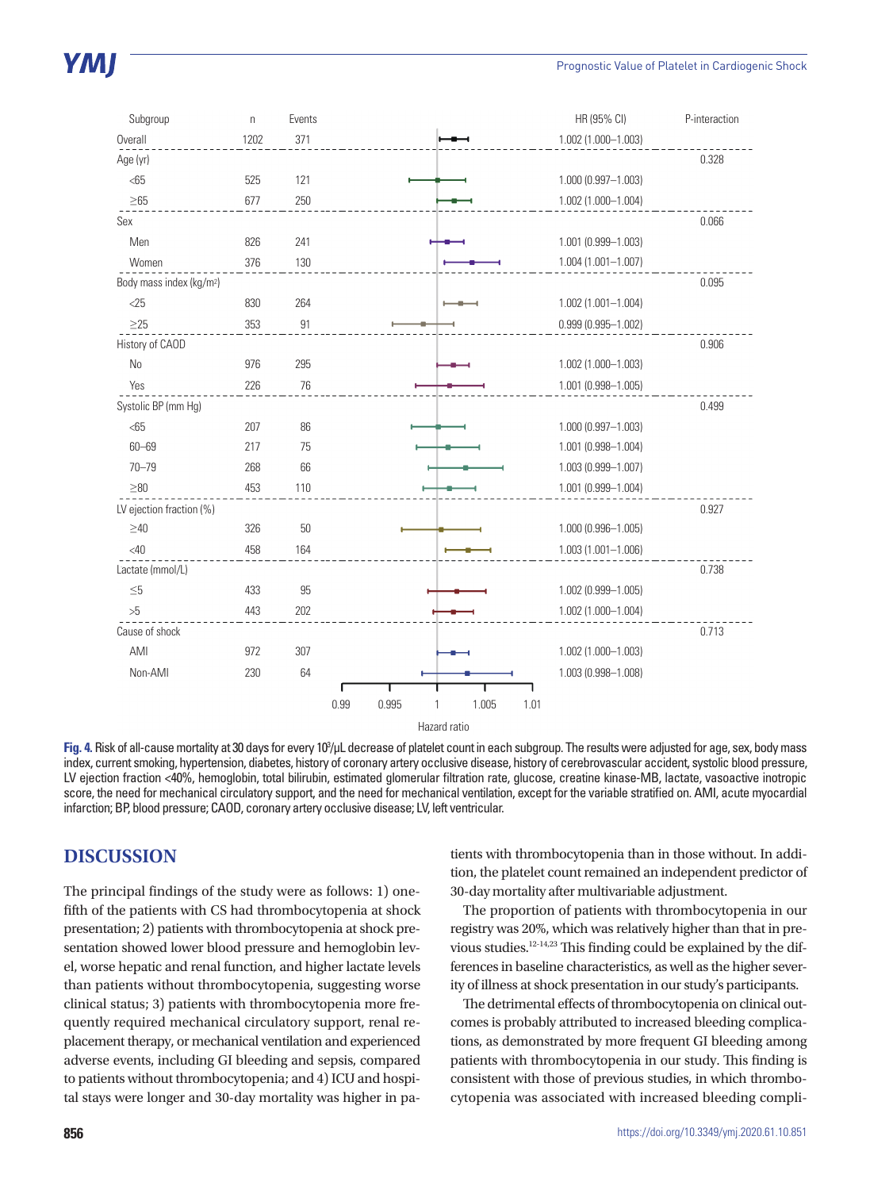| Subgroup | n | Events | HR (95% CI) | P-interaction |
|---|---|---|---|---|
| Overall | 1202 | 371 | 1.002 (1.000–1.003) | |
| Age (yr) | | | | 0.328 |
| <65 | 525 | 121 | 1.000 (0.997–1.003) | |
| ≥65 | 677 | 250 | 1.002 (1.000–1.004) | |
| Sex | | | | 0.066 |
| Men | 826 | 241 | 1.001 (0.999–1.003) | |
| Women | 376 | 130 | 1.004 (1.001–1.007) | |
| Body mass index (kg/m²) | | | | 0.095 |
| <25 | 830 | 264 | 1.002 (1.001–1.004) | |
| ≥25 | 353 | 91 | 0.999 (0.995–1.002) | |
| History of CAOD | | | | 0.906 |
| No | 976 | 295 | 1.002 (1.000–1.003) | |
| Yes | 226 | 76 | 1.001 (0.998–1.005) | |
| Systolic BP (mm Hg) | | | | 0.499 |
| <65 | 207 | 86 | 1.000 (0.997–1.003) | |
| 60–69 | 217 | 75 | 1.001 (0.998–1.004) | |
| 70–79 | 268 | 66 | 1.003 (0.999–1.007) | |
| ≥80 | 453 | 110 | 1.001 (0.999–1.004) | |
| LV ejection fraction (%) | | | | 0.927 |
| ≥40 | 326 | 50 | 1.000 (0.996–1.005) | |
| <40 | 458 | 164 | 1.003 (1.001–1.006) | |
| Lactate (mmol/L) | | | | 0.738 |
| ≤5 | 433 | 95 | 1.002 (0.999–1.005) | |
| >5 | 443 | 202 | 1.002 (1.000–1.004) | |
| Cause of shock | | | | 0.713 |
| AMI | 972 | 307 | 1.002 (1.000–1.003) | |
| Non-AMI | 230 | 64 | 1.003 (0.998–1.008) | |

**Fig. 4.** Risk of all-cause mortality at 30 days for every $10^3$/μL decrease of platelet count in each subgroup. The results were adjusted for age, sex, body mass index, current smoking, hypertension, diabetes, history of coronary artery occlusive disease, history of cerebrovascular accident, systolic blood pressure, LV ejection fraction <40%, hemoglobin, total bilirubin, estimated glomerular filtration rate, glucose, creatine kinase-MB, lactate, vasoactive inotropic score, the need for mechanical circulatory support, and the need for mechanical ventilation, except for the variable stratified on. AMI, acute myocardial infarction; BP, blood pressure; CAOD, coronary artery occlusive disease; LV, left ventricular.

## DISCUSSION

The principal findings of the study were as follows: 1) one-fifth of the patients with CS had thrombocytopenia at shock presentation; 2) patients with thrombocytopenia at shock presentation showed lower blood pressure and hemoglobin level, worse hepatic and renal function, and higher lactate levels than patients without thrombocytopenia, suggesting worse clinical status; 3) patients with thrombocytopenia more frequently required mechanical circulatory support, renal replacement therapy, or mechanical ventilation and experienced adverse events, including GI bleeding and sepsis, compared to patients without thrombocytopenia; and 4) ICU and hospital stays were longer and 30-day mortality was higher in patients with thrombocytopenia than in those without. In addition, the platelet count remained an independent predictor of 30-day mortality after multivariable adjustment.

The proportion of patients with thrombocytopenia in our registry was 20%, which was relatively higher than that in previous studies.[12-14,23] This finding could be explained by the differences in baseline characteristics, as well as the higher severity of illness at shock presentation in our study's participants.

The detrimental effects of thrombocytopenia on clinical outcomes is probably attributed to increased bleeding complications, as demonstrated by more frequent GI bleeding among patients with thrombocytopenia in our study. This finding is consistent with those of previous studies, in which thrombocytopenia was associated with increased bleeding compli-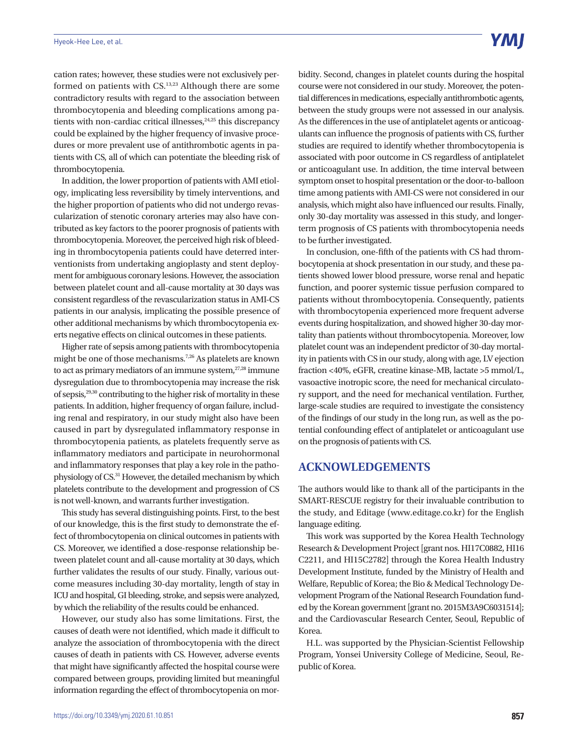cation rates; however, these studies were not exclusively performed on patients with CS.[13,23] Although there are some contradictory results with regard to the association between thrombocytopenia and bleeding complications among patients with non-cardiac critical illnesses,[24,25] this discrepancy could be explained by the higher frequency of invasive procedures or more prevalent use of antithrombotic agents in patients with CS, all of which can potentiate the bleeding risk of thrombocytopenia.

In addition, the lower proportion of patients with AMI etiology, implicating less reversibility by timely interventions, and the higher proportion of patients who did not undergo revascularization of stenotic coronary arteries may also have contributed as key factors to the poorer prognosis of patients with thrombocytopenia. Moreover, the perceived high risk of bleeding in thrombocytopenia patients could have deterred interventionists from undertaking angioplasty and stent deployment for ambiguous coronary lesions. However, the association between platelet count and all-cause mortality at 30 days was consistent regardless of the revascularization status in AMI-CS patients in our analysis, implicating the possible presence of other additional mechanisms by which thrombocytopenia exerts negative effects on clinical outcomes in these patients.

Higher rate of sepsis among patients with thrombocytopenia might be one of those mechanisms.[7,26] As platelets are known to act as primary mediators of an immune system,[27,28] immune dysregulation due to thrombocytopenia may increase the risk of sepsis,[29,30] contributing to the higher risk of mortality in these patients. In addition, higher frequency of organ failure, including renal and respiratory, in our study might also have been caused in part by dysregulated inflammatory response in thrombocytopenia patients, as platelets frequently serve as inflammatory mediators and participate in neurohormonal and inflammatory responses that play a key role in the pathophysiology of CS.[31] However, the detailed mechanism by which platelets contribute to the development and progression of CS is not well-known, and warrants further investigation.

This study has several distinguishing points. First, to the best of our knowledge, this is the first study to demonstrate the effect of thrombocytopenia on clinical outcomes in patients with CS. Moreover, we identified a dose-response relationship between platelet count and all-cause mortality at 30 days, which further validates the results of our study. Finally, various outcome measures including 30-day mortality, length of stay in ICU and hospital, GI bleeding, stroke, and sepsis were analyzed, by which the reliability of the results could be enhanced.

However, our study also has some limitations. First, the causes of death were not identified, which made it difficult to analyze the association of thrombocytopenia with the direct causes of death in patients with CS. However, adverse events that might have significantly affected the hospital course were compared between groups, providing limited but meaningful information regarding the effect of thrombocytopenia on morbidity. Second, changes in platelet counts during the hospital course were not considered in our study. Moreover, the potential differences in medications, especially antithrombotic agents, between the study groups were not assessed in our analysis. As the differences in the use of antiplatelet agents or anticoagulants can influence the prognosis of patients with CS, further studies are required to identify whether thrombocytopenia is associated with poor outcome in CS regardless of antiplatelet or anticoagulant use. In addition, the time interval between symptom onset to hospital presentation or the door-to-balloon time among patients with AMI-CS were not considered in our analysis, which might also have influenced our results. Finally, only 30-day mortality was assessed in this study, and longer-term prognosis of CS patients with thrombocytopenia needs to be further investigated.

In conclusion, one-fifth of the patients with CS had thrombocytopenia at shock presentation in our study, and these patients showed lower blood pressure, worse renal and hepatic function, and poorer systemic tissue perfusion compared to patients without thrombocytopenia. Consequently, patients with thrombocytopenia experienced more frequent adverse events during hospitalization, and showed higher 30-day mortality than patients without thrombocytopenia. Moreover, low platelet count was an independent predictor of 30-day mortality in patients with CS in our study, along with age, LV ejection fraction <40%, eGFR, creatine kinase-MB, lactate >5 mmol/L, vasoactive inotropic score, the need for mechanical circulatory support, and the need for mechanical ventilation. Further, large-scale studies are required to investigate the consistency of the findings of our study in the long run, as well as the potential confounding effect of antiplatelet or anticoagulant use on the prognosis of patients with CS.

## ACKNOWLEDGEMENTS

The authors would like to thank all of the participants in the SMART-RESCUE registry for their invaluable contribution to the study, and Editage (www.editage.co.kr) for the English language editing.

This work was supported by the Korea Health Technology Research & Development Project [grant nos. HI17C0882, HI16C2211, and HI15C2782] through the Korea Health Industry Development Institute, funded by the Ministry of Health and Welfare, Republic of Korea; the Bio & Medical Technology Development Program of the National Research Foundation funded by the Korean government [grant no. 2015M3A9C6031514]; and the Cardiovascular Research Center, Seoul, Republic of Korea.

H.L. was supported by the Physician-Scientist Fellowship Program, Yonsei University College of Medicine, Seoul, Republic of Korea.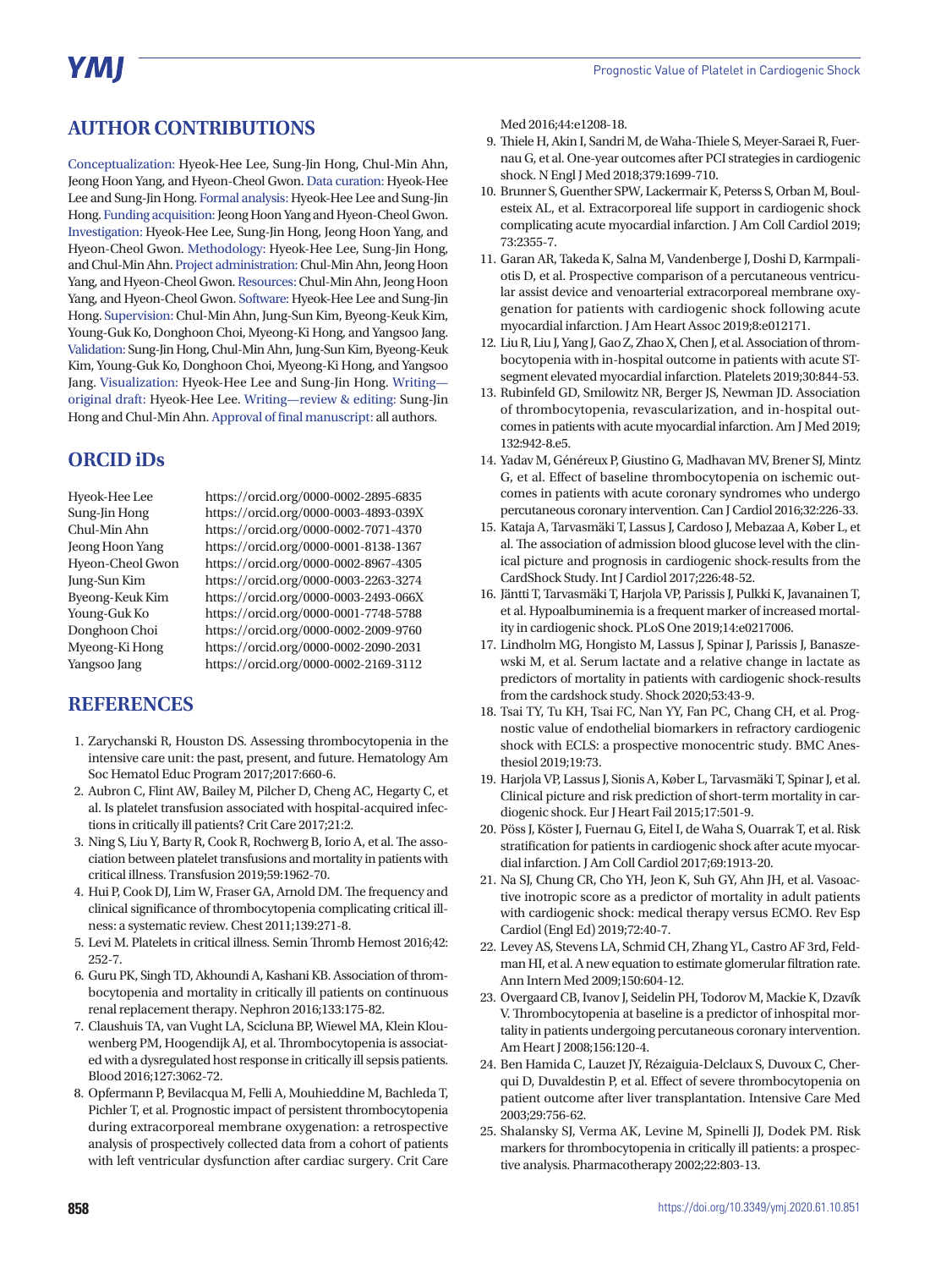## AUTHOR CONTRIBUTIONS

Conceptualization: Hyeok-Hee Lee, Sung-Jin Hong, Chul-Min Ahn, Jeong Hoon Yang, and Hyeon-Cheol Gwon. Data curation: Hyeok-Hee Lee and Sung-Jin Hong. Formal analysis: Hyeok-Hee Lee and Sung-Jin Hong. Funding acquisition: Jeong Hoon Yang and Hyeon-Cheol Gwon. Investigation: Hyeok-Hee Lee, Sung-Jin Hong, Jeong Hoon Yang, and Hyeon-Cheol Gwon. Methodology: Hyeok-Hee Lee, Sung-Jin Hong, and Chul-Min Ahn. Project administration: Chul-Min Ahn, Jeong Hoon Yang, and Hyeon-Cheol Gwon. Resources: Chul-Min Ahn, Jeong Hoon Yang, and Hyeon-Cheol Gwon. Software: Hyeok-Hee Lee and Sung-Jin Hong. Supervision: Chul-Min Ahn, Jung-Sun Kim, Byeong-Keuk Kim, Young-Guk Ko, Donghoon Choi, Myeong-Ki Hong, and Yangsoo Jang. Validation: Sung-Jin Hong, Chul-Min Ahn, Jung-Sun Kim, Byeong-Keuk Kim, Young-Guk Ko, Donghoon Choi, Myeong-Ki Hong, and Yangsoo Jang. Visualization: Hyeok-Hee Lee and Sung-Jin Hong. Writing—original draft: Hyeok-Hee Lee. Writing—review & editing: Sung-Jin Hong and Chul-Min Ahn. Approval of final manuscript: all authors.

## ORCID iDs

| | |
|---|---|
| Hyeok-Hee Lee | https://orcid.org/0000-0002-2895-6835 |
| Sung-Jin Hong | https://orcid.org/0000-0003-4893-039X |
| Chul-Min Ahn | https://orcid.org/0000-0002-7071-4370 |
| Jeong Hoon Yang | https://orcid.org/0000-0001-8138-1367 |
| Hyeon-Cheol Gwon | https://orcid.org/0000-0002-8967-4305 |
| Jung-Sun Kim | https://orcid.org/0000-0003-2263-3274 |
| Byeong-Keuk Kim | https://orcid.org/0000-0003-2493-066X |
| Young-Guk Ko | https://orcid.org/0000-0001-7748-5788 |
| Donghoon Choi | https://orcid.org/0000-0002-2009-9760 |
| Myeong-Ki Hong | https://orcid.org/0000-0002-2090-2031 |
| Yangsoo Jang | https://orcid.org/0000-0002-2169-3112 |

## REFERENCES

1. Zarychanski R, Houston DS. Assessing thrombocytopenia in the intensive care unit: the past, present, and future. Hematology Am Soc Hematol Educ Program 2017;2017:660-6.
2. Aubron C, Flint AW, Bailey M, Pilcher D, Cheng AC, Hegarty C, et al. Is platelet transfusion associated with hospital-acquired infections in critically ill patients? Crit Care 2017;21:2.
3. Ning S, Liu Y, Barty R, Cook R, Rochwerg B, Iorio A, et al. The association between platelet transfusions and mortality in patients with critical illness. Transfusion 2019;59:1962-70.
4. Hui P, Cook DJ, Lim W, Fraser GA, Arnold DM. The frequency and clinical significance of thrombocytopenia complicating critical illness: a systematic review. Chest 2011;139:271-8.
5. Levi M. Platelets in critical illness. Semin Thromb Hemost 2016;42:252-7.
6. Guru PK, Singh TD, Akhoundi A, Kashani KB. Association of thrombocytopenia and mortality in critically ill patients on continuous renal replacement therapy. Nephron 2016;133:175-82.
7. Claushuis TA, van Vught LA, Scicluna BP, Wiewel MA, Klein Klouwenberg PM, Hoogendijk AJ, et al. Thrombocytopenia is associated with a dysregulated host response in critically ill sepsis patients. Blood 2016;127:3062-72.
8. Opfermann P, Bevilacqua M, Felli A, Mouhieddine M, Bachleda T, Pichler T, et al. Prognostic impact of persistent thrombocytopenia during extracorporeal membrane oxygenation: a retrospective analysis of prospectively collected data from a cohort of patients with left ventricular dysfunction after cardiac surgery. Crit Care Med 2016;44:e1208-18.
9. Thiele H, Akin I, Sandri M, de Waha-Thiele S, Meyer-Saraei R, Fuernau G, et al. One-year outcomes after PCI strategies in cardiogenic shock. N Engl J Med 2018;379:1699-710.
10. Brunner S, Guenther SPW, Lackermair K, Peterss S, Orban M, Boulesteix AL, et al. Extracorporeal life support in cardiogenic shock complicating acute myocardial infarction. J Am Coll Cardiol 2019;73:2355-7.
11. Garan AR, Takeda K, Salna M, Vandenberge J, Doshi D, Karmpaliotis D, et al. Prospective comparison of a percutaneous ventricular assist device and venoarterial extracorporeal membrane oxygenation for patients with cardiogenic shock following acute myocardial infarction. J Am Heart Assoc 2019;8:e012171.
12. Liu R, Liu J, Yang J, Gao Z, Zhao X, Chen J, et al. Association of thrombocytopenia with in-hospital outcome in patients with acute ST-segment elevated myocardial infarction. Platelets 2019;30:844-53.
13. Rubinfeld GD, Smilowitz NR, Berger JS, Newman JD. Association of thrombocytopenia, revascularization, and in-hospital outcomes in patients with acute myocardial infarction. Am J Med 2019;132:942-8.e5.
14. Yadav M, Généreux P, Giustino G, Madhavan MV, Brener SJ, Mintz G, et al. Effect of baseline thrombocytopenia on ischemic outcomes in patients with acute coronary syndromes who undergo percutaneous coronary intervention. Can J Cardiol 2016;32:226-33.
15. Kataja A, Tarvasmäki T, Lassus J, Cardoso J, Mebazaa A, Køber L, et al. The association of admission blood glucose level with the clinical picture and prognosis in cardiogenic shock-results from the CardShock Study. Int J Cardiol 2017;226:48-52.
16. Jäntti T, Tarvasmäki T, Harjola VP, Parissis J, Pulkki K, Javanainen T, et al. Hypoalbuminemia is a frequent marker of increased mortality in cardiogenic shock. PLoS One 2019;14:e0217006.
17. Lindholm MG, Hongisto M, Lassus J, Spinar J, Parissis J, Banaszewski M, et al. Serum lactate and a relative change in lactate as predictors of mortality in patients with cardiogenic shock-results from the cardshock study. Shock 2020;53:43-9.
18. Tsai TY, Tu KH, Tsai FC, Nan YY, Fan PC, Chang CH, et al. Prognostic value of endothelial biomarkers in refractory cardiogenic shock with ECLS: a prospective monocentric study. BMC Anesthesiol 2019;19:73.
19. Harjola VP, Lassus J, Sionis A, Køber L, Tarvasmäki T, Spinar J, et al. Clinical picture and risk prediction of short-term mortality in cardiogenic shock. Eur J Heart Fail 2015;17:501-9.
20. Pöss J, Köster J, Fuernau G, Eitel I, de Waha S, Ouarrak T, et al. Risk stratification for patients in cardiogenic shock after acute myocardial infarction. J Am Coll Cardiol 2017;69:1913-20.
21. Na SJ, Chung CR, Cho YH, Jeon K, Suh GY, Ahn JH, et al. Vasoactive inotropic score as a predictor of mortality in adult patients with cardiogenic shock: medical therapy versus ECMO. Rev Esp Cardiol (Engl Ed) 2019;72:40-7.
22. Levey AS, Stevens LA, Schmid CH, Zhang YL, Castro AF 3rd, Feldman HI, et al. A new equation to estimate glomerular filtration rate. Ann Intern Med 2009;150:604-12.
23. Overgaard CB, Ivanov J, Seidelin PH, Todorov M, Mackie K, Dzavík V. Thrombocytopenia at baseline is a predictor of inhospital mortality in patients undergoing percutaneous coronary intervention. Am Heart J 2008;156:120-4.
24. Ben Hamida C, Lauzet JY, Rézaiguia-Delclaux S, Duvoux C, Cherqui D, Duvaldestin P, et al. Effect of severe thrombocytopenia on patient outcome after liver transplantation. Intensive Care Med 2003;29:756-62.
25. Shalansky SJ, Verma AK, Levine M, Spinelli JJ, Dodek PM. Risk markers for thrombocytopenia in critically ill patients: a prospective analysis. Pharmacotherapy 2002;22:803-13.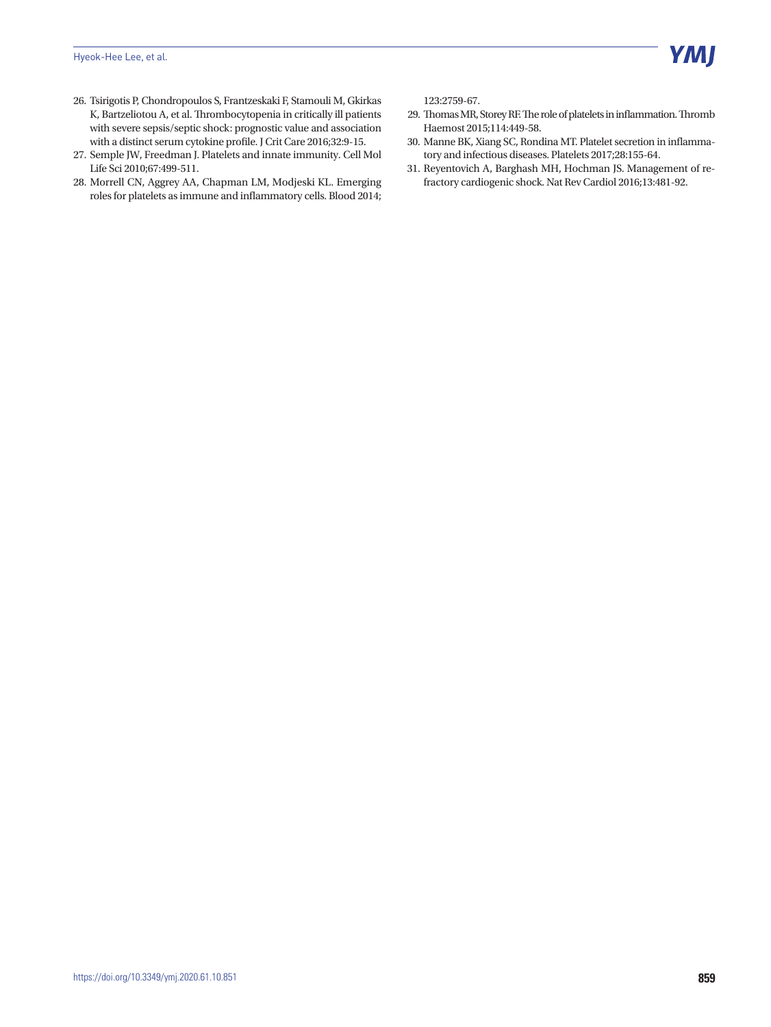26. Tsirigotis P, Chondropoulos S, Frantzeskaki F, Stamouli M, Gkirkas K, Bartzeliotou A, et al. Thrombocytopenia in critically ill patients with severe sepsis/septic shock: prognostic value and association with a distinct serum cytokine profile. J Crit Care 2016;32:9-15.
27. Semple JW, Freedman J. Platelets and innate immunity. Cell Mol Life Sci 2010;67:499-511.
28. Morrell CN, Aggrey AA, Chapman LM, Modjeski KL. Emerging roles for platelets as immune and inflammatory cells. Blood 2014; 123:2759-67.
29. Thomas MR, Storey RF. The role of platelets in inflammation. Thromb Haemost 2015;114:449-58.
30. Manne BK, Xiang SC, Rondina MT. Platelet secretion in inflammatory and infectious diseases. Platelets 2017;28:155-64.
31. Reyentovich A, Barghash MH, Hochman JS. Management of refractory cardiogenic shock. Nat Rev Cardiol 2016;13:481-92.